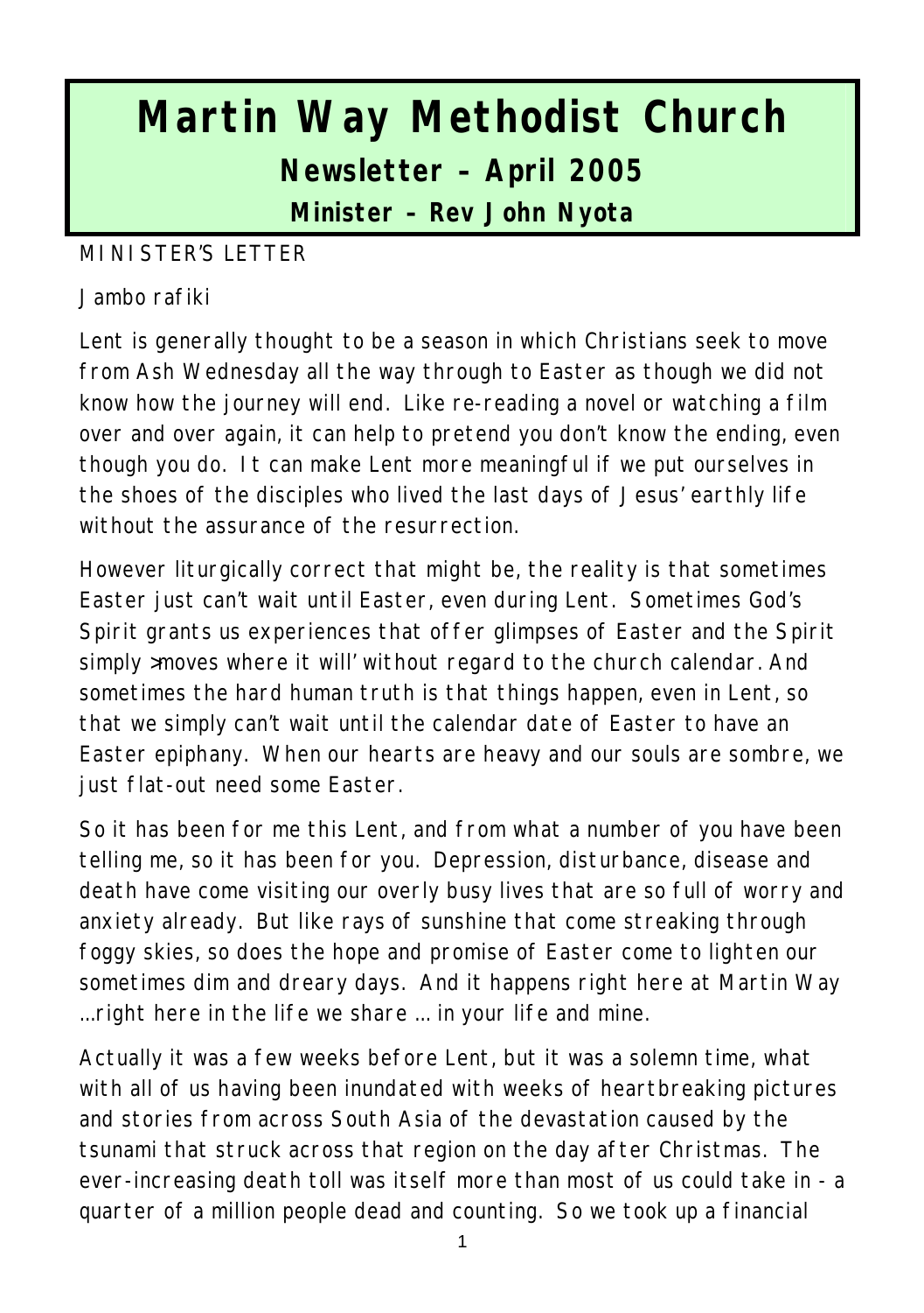# Martin Way Methodist Church

## Newsletter – April 2005

### Minister – Rev John Nyota

MINISTER'S LETTER

Jambo rafiki

Lent is generally thought to be a season in which Christians seek to move from Ash Wednesday all the way through to Easter as though we did not know how the journey will end. Like re-reading a novel or watching a film over and over again, it can help to pretend you don't know the ending, even though you do. It can make Lent more meaningful if we put ourselves in the shoes of the disciples who lived the last days of Jesus' earthly life without the assurance of the resurrection.

However liturgically correct that might be, the reality is that sometimes Easter just can't wait until Easter, even during Lent. Sometimes God's Spirit grants us experiences that offer glimpses of Easter and the Spirit simply >moves where it will' without regard to the church calendar. And sometimes the hard human truth is that things happen, even in Lent, so that we simply can't wait until the calendar date of Easter to have an Easter epiphany. When our hearts are heavy and our souls are sombre, we just flat-out need some Easter.

So it has been for me this Lent, and from what a number of you have been telling me, so it has been for you. Depression, disturbance, disease and death have come visiting our overly busy lives that are so full of worry and anxiety already. But like rays of sunshine that come streaking through foggy skies, so does the hope and promise of Easter come to lighten our sometimes dim and dreary days. And it happens right here at Martin Way …right here in the life we share … in your life and mine.

Actually it was a few weeks before Lent, but it was a solemn time, what with all of us having been inundated with weeks of heartbreaking pictures and stories from across South Asia of the devastation caused by the tsunami that struck across that region on the day after Christmas. The ever-increasing death toll was itself more than most of us could take in - a quarter of a million people dead and counting. So we took up a financial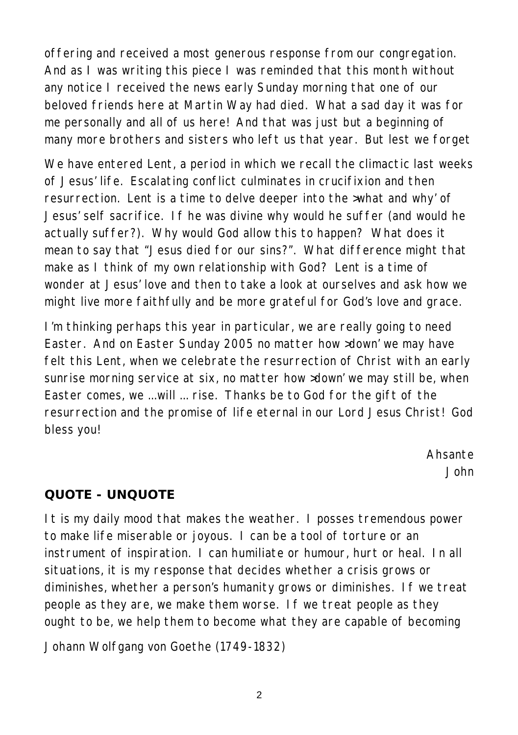offering and received a most generous response from our congregation. And as I was writing this piece I was reminded that this month without any notice I received the news early Sunday morning that one of our beloved friends here at Martin Way had died. What a sad day it was for me personally and all of us here! And that was just but a beginning of many more brothers and sisters who left us that year. But lest we forget

We have entered Lent, a period in which we recall the climactic last weeks of Jesus' life. Escalating conflict culminates in crucifixion and then resurrection. Lent is a time to delve deeper into the >what and why' of Jesus' self sacrifice. If he was divine why would he suffer (and would he actually suffer?). Why would God allow this to happen? What does it mean to say that "Jesus died for our sins?". What difference might that make as I think of my own relationship with God? Lent is a time of wonder at Jesus' love and then to take a look at ourselves and ask how we might live more faithfully and be more grateful for God's love and grace.

I'm thinking perhaps this year in particular, we are really going to need Easter. And on Easter Sunday 2005 no matter how >down' we may have felt this Lent, when we celebrate the resurrection of Christ with an early sunrise morning service at six, no matter how >down' we may still be, when Easter comes, we …will … rise. Thanks be to God for the gift of the resurrection and the promise of life eternal in our Lord Jesus Christ! God bless you!

Ahsante
John

## QUOTE - UNQUOTE

It is my daily mood that makes the weather. I posses tremendous power to make life miserable or joyous. I can be a tool of torture or an instrument of inspiration. I can humiliate or humour, hurt or heal. In all situations, it is my response that decides whether a crisis grows or diminishes, whether a person's humanity grows or diminishes. If we treat people as they are, we make them worse. If we treat people as they ought to be, we help them to become what they are capable of becoming

Johann Wolfgang von Goethe (1749-1832)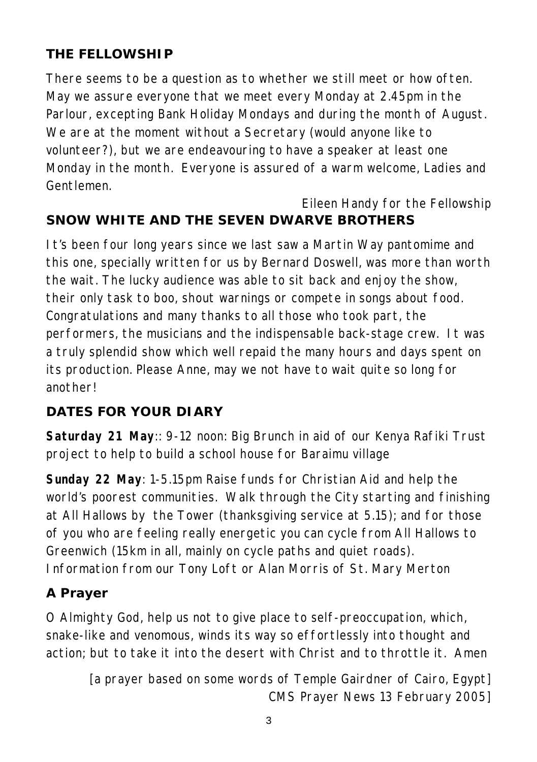## THE FELLOWSHIP

There seems to be a question as to whether we still meet or how often. May we assure everyone that we meet every Monday at 2.45pm in the Parlour, excepting Bank Holiday Mondays and during the month of August. We are at the moment without a Secretary (would anyone like to volunteer?), but we are endeavouring to have a speaker at least one Monday in the month. Everyone is assured of a warm welcome, Ladies and Gentlemen.

Eileen Handy for the Fellowship

## SNOW WHITE AND THE SEVEN DWARVE BROTHERS

It's been four long years since we last saw a Martin Way pantomime and this one, specially written for us by Bernard Doswell, was more than worth the wait. The lucky audience was able to sit back and enjoy the show, their only task to boo, shout warnings or compete in songs about food. Congratulations and many thanks to all those who took part, the performers, the musicians and the indispensable back-stage crew. It was a truly splendid show which well repaid the many hours and days spent on its production. Please Anne, may we not have to wait quite so long for another!

## DATES FOR YOUR DIARY

**Saturday 21 May**:: 9-12 noon: Big Brunch in aid of our Kenya Rafiki Trust project to help to build a school house for Baraimu village

**Sunday 22 May**: 1-5.15pm Raise funds for Christian Aid and help the world's poorest communities. Walk through the City starting and finishing at All Hallows by the Tower (thanksgiving service at 5.15); and for those of you who are feeling really energetic you can cycle from All Hallows to Greenwich (15km in all, mainly on cycle paths and quiet roads). Information from our Tony Loft or Alan Morris of St. Mary Merton

## A Prayer

O Almighty God, help us not to give place to self-preoccupation, which, snake-like and venomous, winds its way so effortlessly into thought and action; but to take it into the desert with Christ and to throttle it. Amen

[a prayer based on some words of Temple Gairdner of Cairo, Egypt] CMS Prayer News 13 February 2005]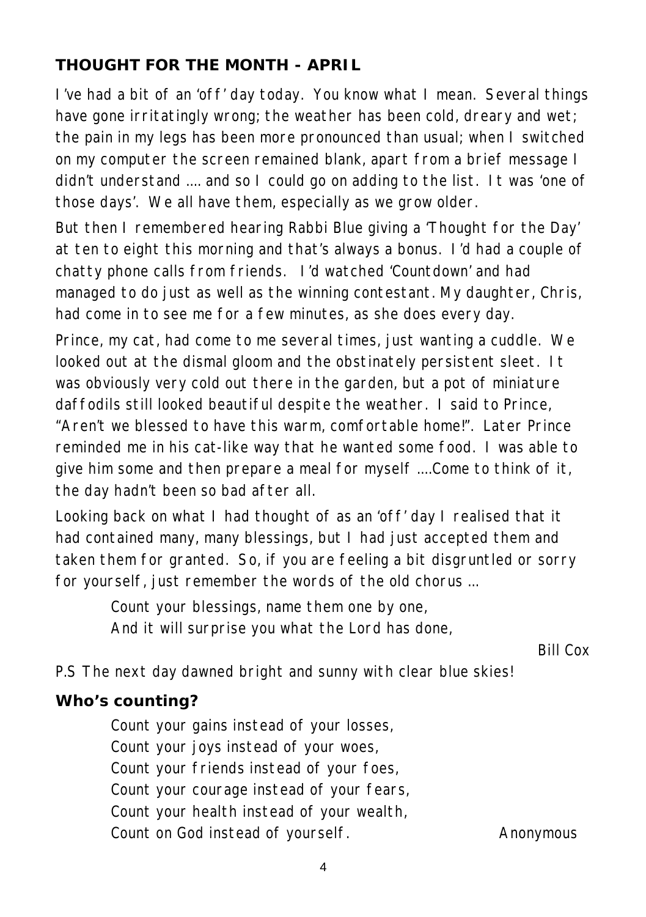## THOUGHT FOR THE MONTH - APRIL

I've had a bit of an 'off' day today. You know what I mean. Several things have gone irritatingly wrong; the weather has been cold, dreary and wet; the pain in my legs has been more pronounced than usual; when I switched on my computer the screen remained blank, apart from a brief message I didn't understand …. and so I could go on adding to the list. It was 'one of those days'. We all have them, especially as we grow older.

But then I remembered hearing Rabbi Blue giving a 'Thought for the Day' at ten to eight this morning and that's always a bonus. I'd had a couple of chatty phone calls from friends. I'd watched 'Countdown' and had managed to do just as well as the winning contestant. My daughter, Chris, had come in to see me for a few minutes, as she does every day.

Prince, my cat, had come to me several times, just wanting a cuddle. We looked out at the dismal gloom and the obstinately persistent sleet. It was obviously very cold out there in the garden, but a pot of miniature daffodils still looked beautiful despite the weather. I said to Prince, "Aren't we blessed to have this warm, comfortable home!". Later Prince reminded me in his cat-like way that he wanted some food. I was able to give him some and then prepare a meal for myself ….Come to think of it, the day hadn't been so bad after all.

Looking back on what I had thought of as an 'off' day I realised that it had contained many, many blessings, but I had just accepted them and taken them for granted. So, if you are feeling a bit disgruntled or sorry for yourself, just remember the words of the old chorus …

> Count your blessings, name them one by one,
> And it will surprise you what the Lord has done,

Bill Cox

P.S The next day dawned bright and sunny with clear blue skies!

### Who's counting?

> Count your gains instead of your losses,
> Count your joys instead of your woes,
> Count your friends instead of your foes,
> Count your courage instead of your fears,
> Count your health instead of your wealth,
> Count on God instead of yourself.

Anonymous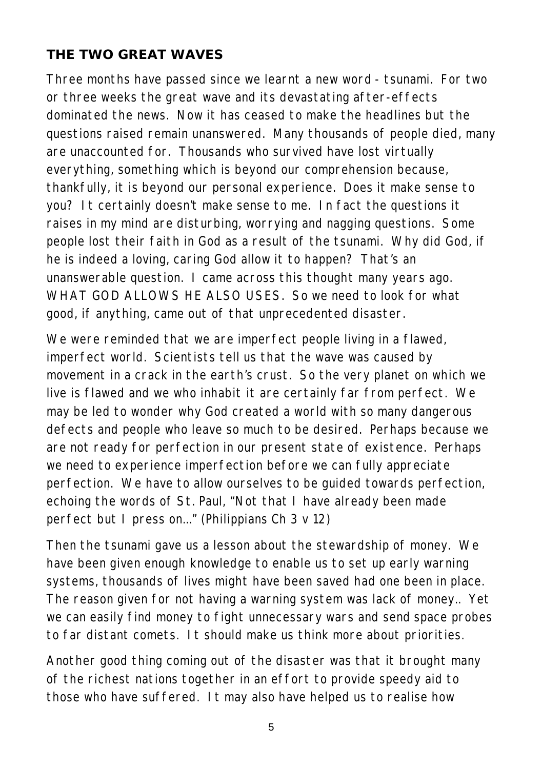## THE TWO GREAT WAVES

Three months have passed since we learnt a new word - tsunami. For two or three weeks the great wave and its devastating after-effects dominated the news. Now it has ceased to make the headlines but the questions raised remain unanswered. Many thousands of people died, many are unaccounted for. Thousands who survived have lost virtually everything, something which is beyond our comprehension because, thankfully, it is beyond our personal experience. Does it make sense to you? It certainly doesn't make sense to me. In fact the questions it raises in my mind are disturbing, worrying and nagging questions. Some people lost their faith in God as a result of the tsunami. Why did God, if he is indeed a loving, caring God allow it to happen? That's an unanswerable question. I came across this thought many years ago. WHAT GOD ALLOWS HE ALSO USES. So we need to look for what good, if anything, came out of that unprecedented disaster.

We were reminded that we are imperfect people living in a flawed, imperfect world. Scientists tell us that the wave was caused by movement in a crack in the earth's crust. So the very planet on which we live is flawed and we who inhabit it are certainly far from perfect. We may be led to wonder why God created a world with so many dangerous defects and people who leave so much to be desired. Perhaps because we are not ready for perfection in our present state of existence. Perhaps we need to experience imperfection before we can fully appreciate perfection. We have to allow ourselves to be guided towards perfection, echoing the words of St. Paul, "Not that I have already been made perfect but I press on…" (Philippians Ch 3 v 12)

Then the tsunami gave us a lesson about the stewardship of money. We have been given enough knowledge to enable us to set up early warning systems, thousands of lives might have been saved had one been in place. The reason given for not having a warning system was lack of money.. Yet we can easily find money to fight unnecessary wars and send space probes to far distant comets. It should make us think more about priorities.

Another good thing coming out of the disaster was that it brought many of the richest nations together in an effort to provide speedy aid to those who have suffered. It may also have helped us to realise how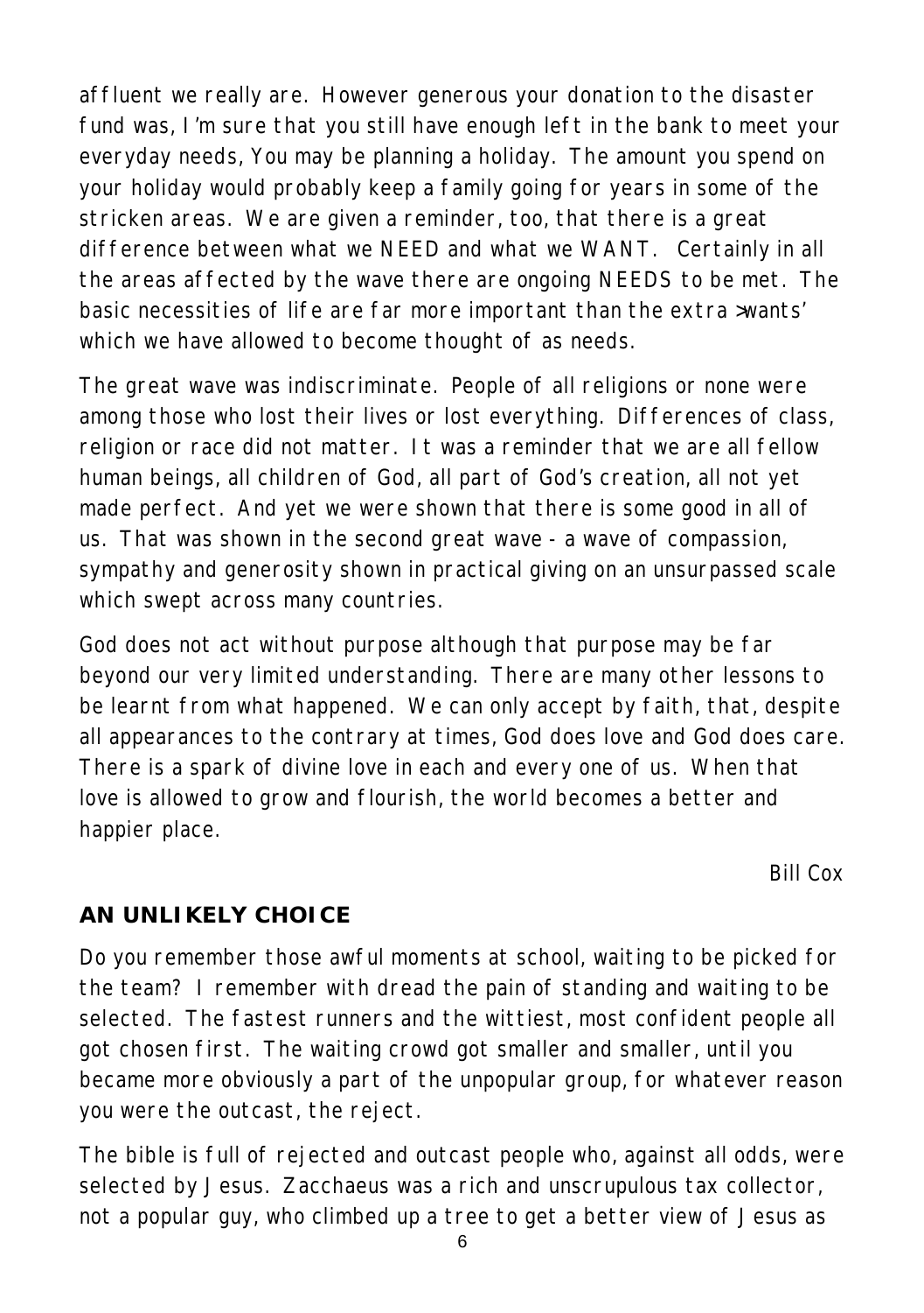affluent we really are. However generous your donation to the disaster fund was, I'm sure that you still have enough left in the bank to meet your everyday needs, You may be planning a holiday. The amount you spend on your holiday would probably keep a family going for years in some of the stricken areas. We are given a reminder, too, that there is a great difference between what we NEED and what we WANT. Certainly in all the areas affected by the wave there are ongoing NEEDS to be met. The basic necessities of life are far more important than the extra >wants' which we have allowed to become thought of as needs.

The great wave was indiscriminate. People of all religions or none were among those who lost their lives or lost everything. Differences of class, religion or race did not matter. It was a reminder that we are all fellow human beings, all children of God, all part of God's creation, all not yet made perfect. And yet we were shown that there is some good in all of us. That was shown in the second great wave - a wave of compassion, sympathy and generosity shown in practical giving on an unsurpassed scale which swept across many countries.

God does not act without purpose although that purpose may be far beyond our very limited understanding. There are many other lessons to be learnt from what happened. We can only accept by faith, that, despite all appearances to the contrary at times, God does love and God does care. There is a spark of divine love in each and every one of us. When that love is allowed to grow and flourish, the world becomes a better and happier place.

Bill Cox

## AN UNLIKELY CHOICE

Do you remember those awful moments at school, waiting to be picked for the team? I remember with dread the pain of standing and waiting to be selected. The fastest runners and the wittiest, most confident people all got chosen first. The waiting crowd got smaller and smaller, until you became more obviously a part of the unpopular group, for whatever reason you were the outcast, the reject.

The bible is full of rejected and outcast people who, against all odds, were selected by Jesus. Zacchaeus was a rich and unscrupulous tax collector, not a popular guy, who climbed up a tree to get a better view of Jesus as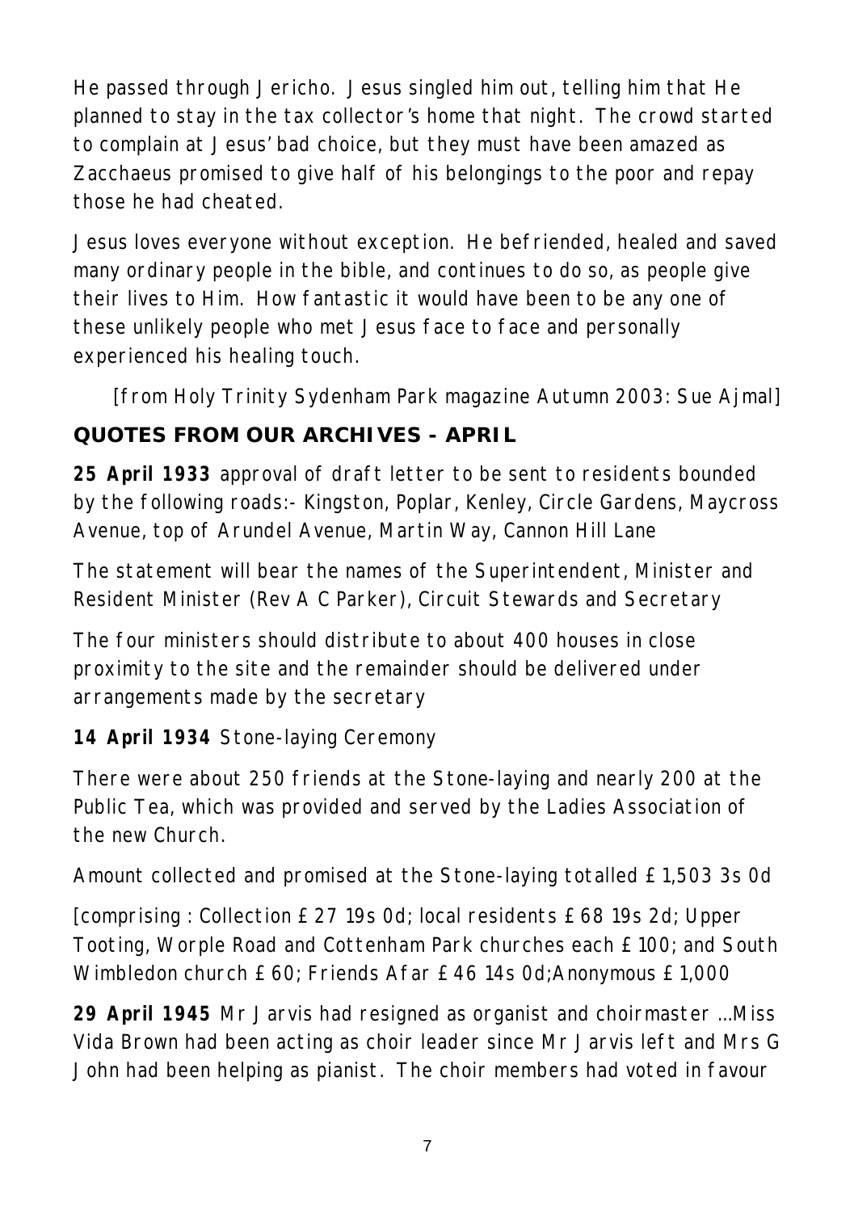He passed through Jericho. Jesus singled him out, telling him that He planned to stay in the tax collector's home that night. The crowd started to complain at Jesus' bad choice, but they must have been amazed as Zacchaeus promised to give half of his belongings to the poor and repay those he had cheated.

Jesus loves everyone without exception. He befriended, healed and saved many ordinary people in the bible, and continues to do so, as people give their lives to Him. How fantastic it would have been to be any one of these unlikely people who met Jesus face to face and personally experienced his healing touch.

[from Holy Trinity Sydenham Park magazine Autumn 2003: Sue Ajmal]

## QUOTES FROM OUR ARCHIVES - APRIL

**25 April 1933** approval of draft letter to be sent to residents bounded by the following roads:- Kingston, Poplar, Kenley, Circle Gardens, Maycross Avenue, top of Arundel Avenue, Martin Way, Cannon Hill Lane

The statement will bear the names of the Superintendent, Minister and Resident Minister (Rev A C Parker), Circuit Stewards and Secretary

The four ministers should distribute to about 400 houses in close proximity to the site and the remainder should be delivered under arrangements made by the secretary

**14 April 1934** Stone-laying Ceremony

There were about 250 friends at the Stone-laying and nearly 200 at the Public Tea, which was provided and served by the Ladies Association of the new Church.

Amount collected and promised at the Stone-laying totalled £1,503 3s 0d

[comprising : Collection £27 19s 0d; local residents £68 19s 2d; Upper Tooting, Worple Road and Cottenham Park churches each £100; and South Wimbledon church £60; Friends Afar £46 14s 0d;Anonymous £1,000

**29 April 1945** Mr Jarvis had resigned as organist and choirmaster …Miss Vida Brown had been acting as choir leader since Mr Jarvis left and Mrs G John had been helping as pianist. The choir members had voted in favour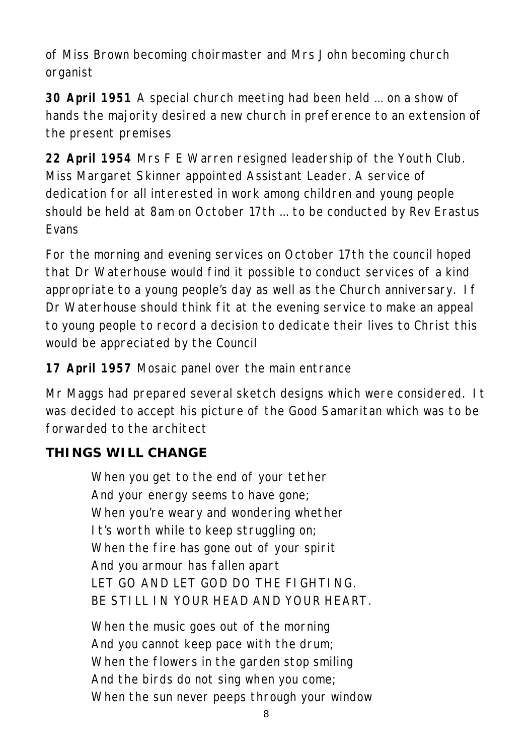of Miss Brown becoming choirmaster and Mrs John becoming church organist

**30 April 1951** A special church meeting had been held … on a show of hands the majority desired a new church in preference to an extension of the present premises

**22 April 1954** Mrs F E Warren resigned leadership of the Youth Club. Miss Margaret Skinner appointed Assistant Leader. A service of dedication for all interested in work among children and young people should be held at 8am on October 17th … to be conducted by Rev Erastus Evans

For the morning and evening services on October 17th the council hoped that Dr Waterhouse would find it possible to conduct services of a kind appropriate to a young people's day as well as the Church anniversary. If Dr Waterhouse should think fit at the evening service to make an appeal to young people to record a decision to dedicate their lives to Christ this would be appreciated by the Council

**17 April 1957** Mosaic panel over the main entrance

Mr Maggs had prepared several sketch designs which were considered. It was decided to accept his picture of the Good Samaritan which was to be forwarded to the architect

## THINGS WILL CHANGE

When you get to the end of your tether
And your energy seems to have gone;
When you're weary and wondering whether
It's worth while to keep struggling on;
When the fire has gone out of your spirit
And you armour has fallen apart
LET GO AND LET GOD DO THE FIGHTING.
BE STILL IN YOUR HEAD AND YOUR HEART.

When the music goes out of the morning
And you cannot keep pace with the drum;
When the flowers in the garden stop smiling
And the birds do not sing when you come;
When the sun never peeps through your window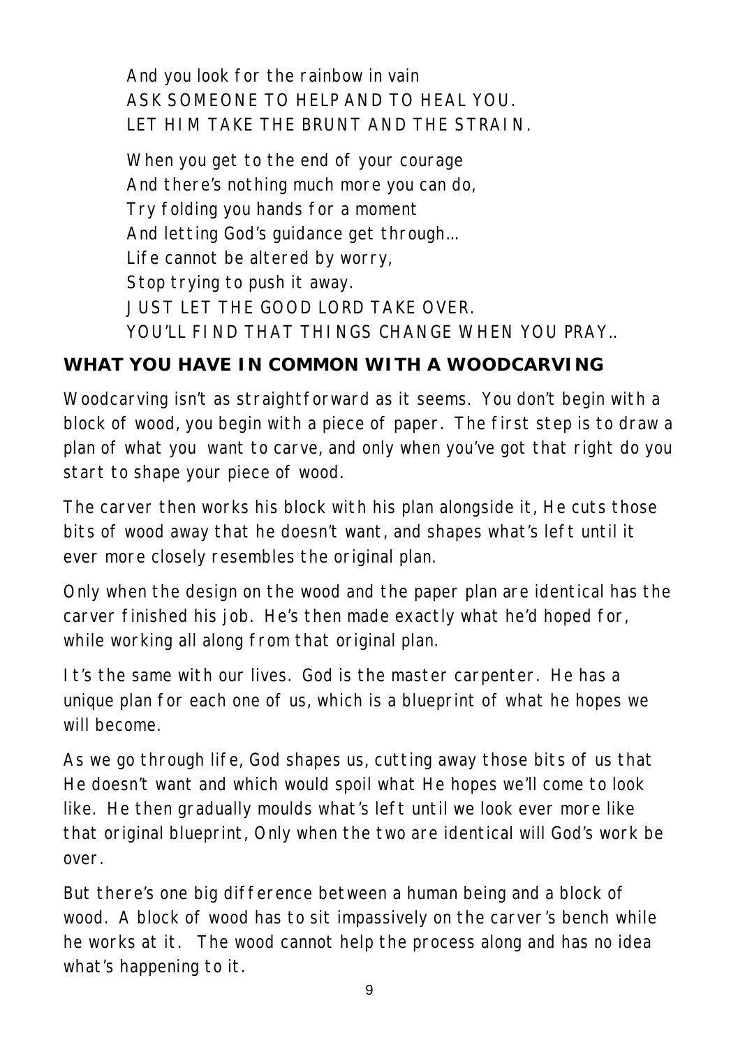And you look for the rainbow in vain
ASK SOMEONE TO HELP AND TO HEAL YOU.
LET HIM TAKE THE BRUNT AND THE STRAIN.

When you get to the end of your courage
And there's nothing much more you can do,
Try folding you hands for a moment
And letting God's guidance get through...
Life cannot be altered by worry,
Stop trying to push it away.
JUST LET THE GOOD LORD TAKE OVER.
YOU'LL FIND THAT THINGS CHANGE WHEN YOU PRAY..

## WHAT YOU HAVE IN COMMON WITH A WOODCARVING

Woodcarving isn't as straightforward as it seems. You don't begin with a block of wood, you begin with a piece of paper. The first step is to draw a plan of what you want to carve, and only when you've got that right do you start to shape your piece of wood.

The carver then works his block with his plan alongside it, He cuts those bits of wood away that he doesn't want, and shapes what's left until it ever more closely resembles the original plan.

Only when the design on the wood and the paper plan are identical has the carver finished his job. He's then made exactly what he'd hoped for, while working all along from that original plan.

It's the same with our lives. God is the master carpenter. He has a unique plan for each one of us, which is a blueprint of what he hopes we will become.

As we go through life, God shapes us, cutting away those bits of us that He doesn't want and which would spoil what He hopes we'll come to look like. He then gradually moulds what's left until we look ever more like that original blueprint, Only when the two are identical will God's work be over.

But there's one big difference between a human being and a block of wood. A block of wood has to sit impassively on the carver's bench while he works at it. The wood cannot help the process along and has no idea what's happening to it.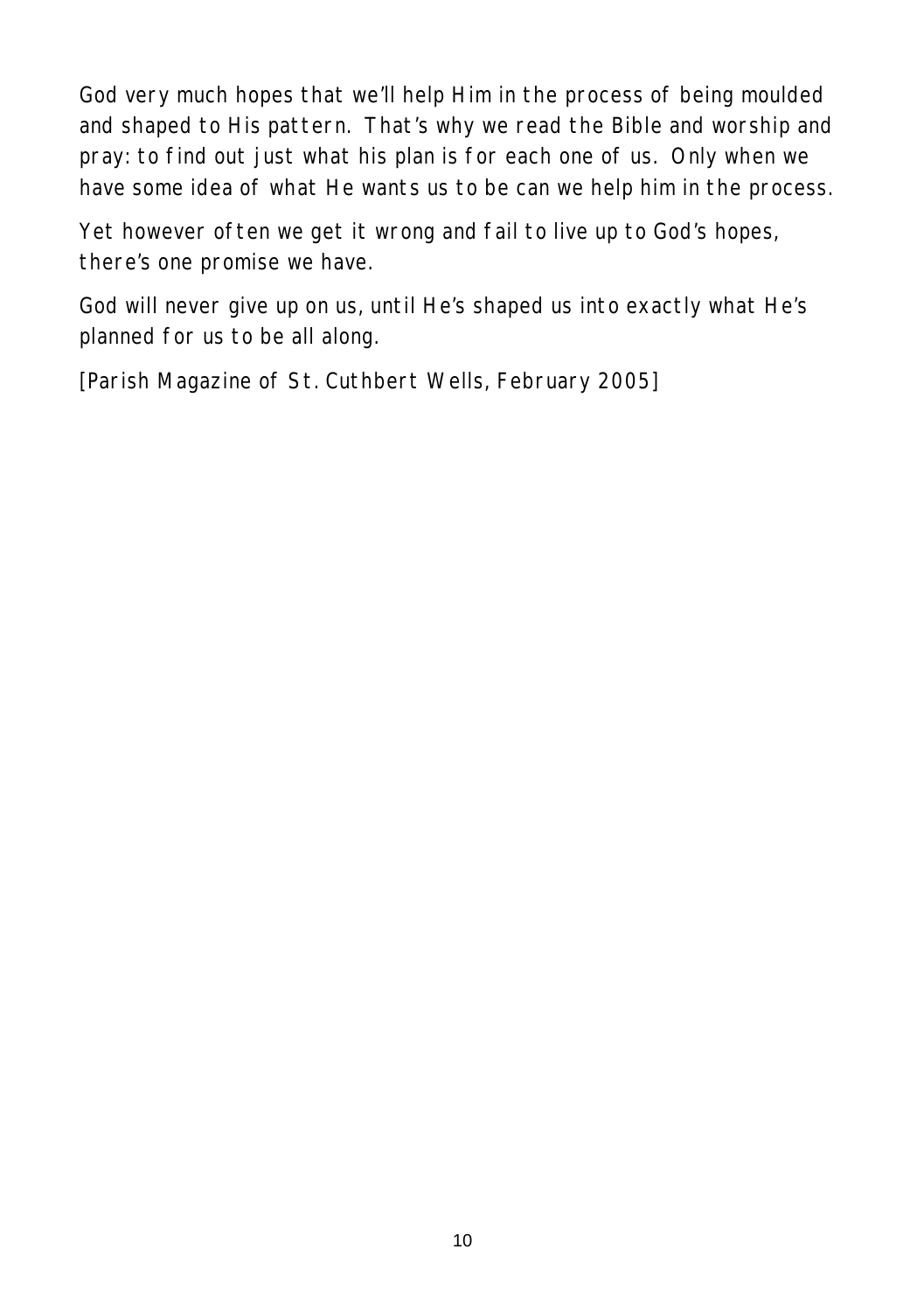God very much hopes that we'll help Him in the process of being moulded and shaped to His pattern. That's why we read the Bible and worship and pray: to find out just what his plan is for each one of us. Only when we have some idea of what He wants us to be can we help him in the process.

Yet however often we get it wrong and fail to live up to God's hopes, there's one promise we have.

God will never give up on us, until He's shaped us into exactly what He's planned for us to be all along.

[Parish Magazine of St. Cuthbert Wells, February 2005]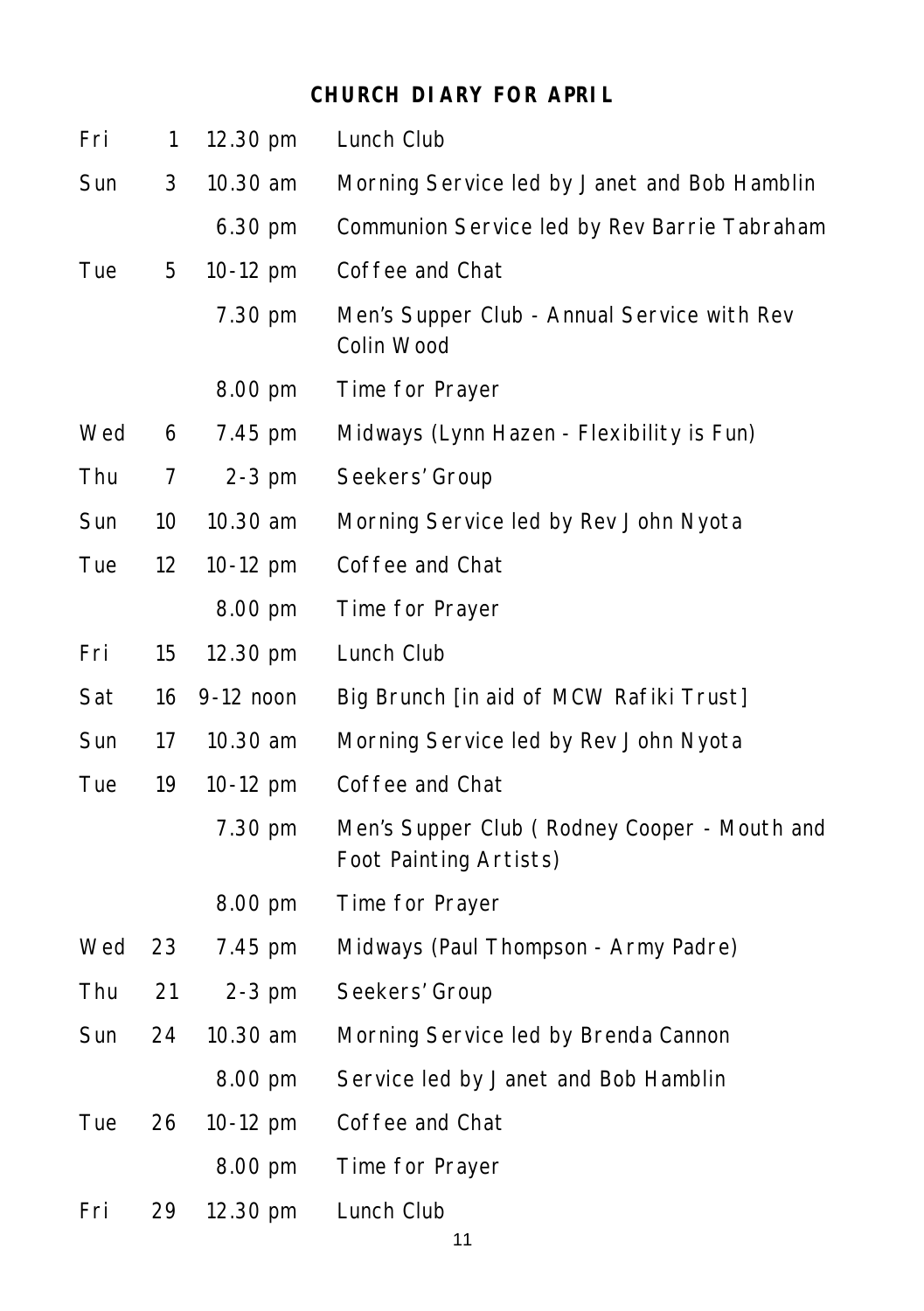## CHURCH DIARY FOR APRIL

| | | | |
|---|---|---|---|
| Fri | 1 | 12.30 pm | Lunch Club |
| Sun | 3 | 10.30 am | Morning Service led by Janet and Bob Hamblin |
| | | 6.30 pm | Communion Service led by Rev Barrie Tabraham |
| Tue | 5 | 10-12 pm | Coffee and Chat |
| | | 7.30 pm | Men's Supper Club - Annual Service with Rev Colin Wood |
| | | 8.00 pm | Time for Prayer |
| Wed | 6 | 7.45 pm | Midways (Lynn Hazen - Flexibility is Fun) |
| Thu | 7 | 2-3 pm | Seekers' Group |
| Sun | 10 | 10.30 am | Morning Service led by Rev John Nyota |
| Tue | 12 | 10-12 pm | Coffee and Chat |
| | | 8.00 pm | Time for Prayer |
| Fri | 15 | 12.30 pm | Lunch Club |
| Sat | 16 | 9-12 noon | Big Brunch [in aid of MCW Rafiki Trust] |
| Sun | 17 | 10.30 am | Morning Service led by Rev John Nyota |
| Tue | 19 | 10-12 pm | Coffee and Chat |
| | | 7.30 pm | Men's Supper Club ( Rodney Cooper - Mouth and Foot Painting Artists) |
| | | 8.00 pm | Time for Prayer |
| Wed | 23 | 7.45 pm | Midways (Paul Thompson - Army Padre) |
| Thu | 21 | 2-3 pm | Seekers' Group |
| Sun | 24 | 10.30 am | Morning Service led by Brenda Cannon |
| | | 8.00 pm | Service led by Janet and Bob Hamblin |
| Tue | 26 | 10-12 pm | Coffee and Chat |
| | | 8.00 pm | Time for Prayer |
| Fri | 29 | 12.30 pm | Lunch Club |